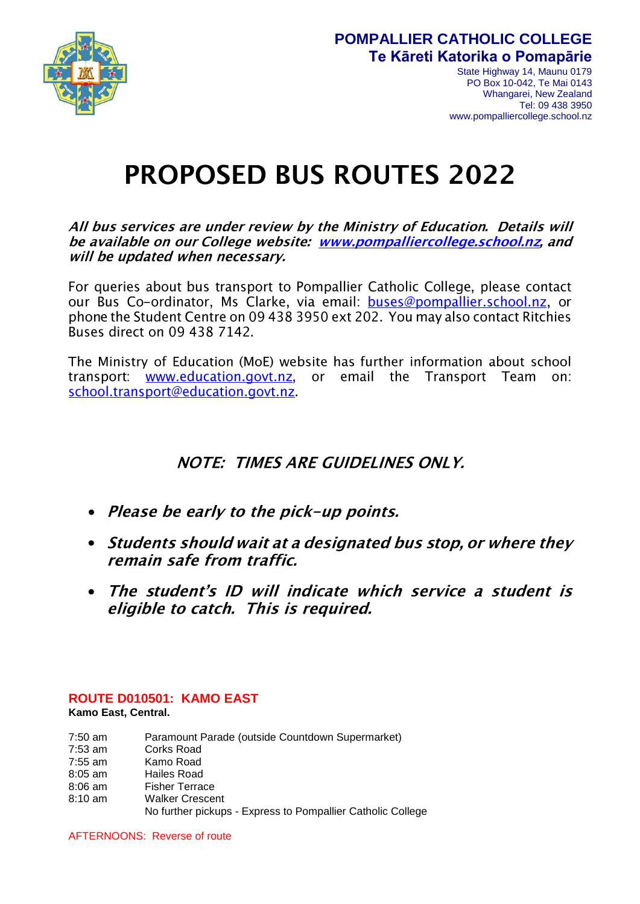**POMPALLIER CATHOLIC COLLEGE**
**Te Kāreti Katorika o Pomapārie**
State Highway 14, Maunu 0179
PO Box 10-042, Te Mai 0143
Whangarei, New Zealand
Tel: 09 438 3950
www.pompalliercollege.school.nz

# PROPOSED BUS ROUTES 2022

***All bus services are under review by the Ministry of Education. Details will be available on our College website: [www.pompalliercollege.school.nz](www.pompalliercollege.school.nz), and will be updated when necessary.***

For queries about bus transport to Pompallier Catholic College, please contact our Bus Co-ordinator, Ms Clarke, via email: buses@pompallier.school.nz, or phone the Student Centre on 09 438 3950 ext 202. You may also contact Ritchies Buses direct on 09 438 7142.

The Ministry of Education (MoE) website has further information about school transport: www.education.govt.nz, or email the Transport Team on: school.transport@education.govt.nz.

***NOTE: TIMES ARE GUIDELINES ONLY.***

- ***Please be early to the pick-up points.***
- ***Students should wait at a designated bus stop, or where they remain safe from traffic.***
- ***The student's ID will indicate which service a student is eligible to catch. This is required.***

## ROUTE D010501: KAMO EAST

**Kamo East, Central.**

| | |
|---|---|
| 7:50 am | Paramount Parade (outside Countdown Supermarket) |
| 7:53 am | Corks Road |
| 7:55 am | Kamo Road |
| 8:05 am | Hailes Road |
| 8:06 am | Fisher Terrace |
| 8:10 am | Walker Crescent |
| | No further pickups - Express to Pompallier Catholic College |

AFTERNOONS: Reverse of route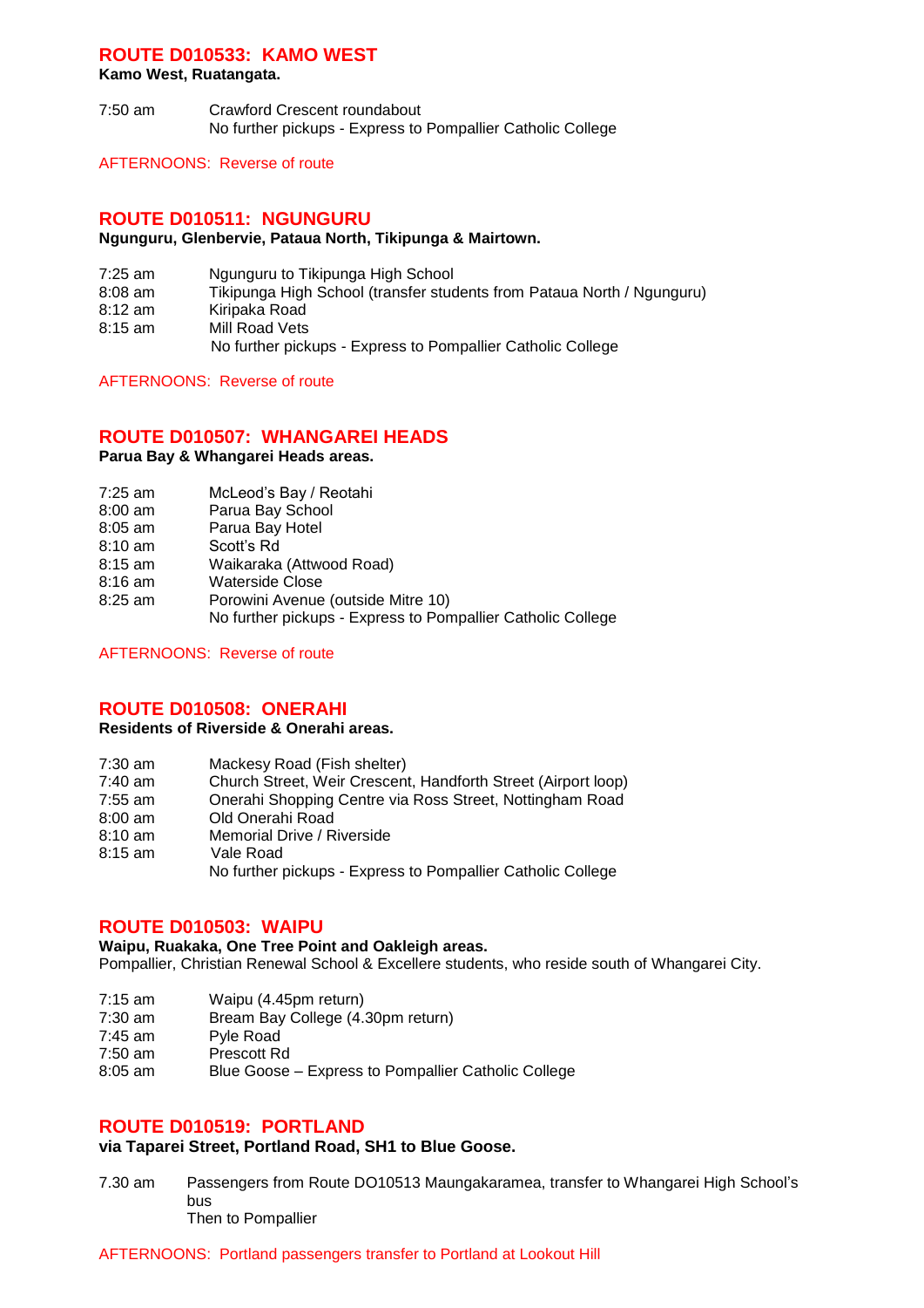## ROUTE D010533: KAMO WEST

**Kamo West, Ruatangata.**

7:50 am Crawford Crescent roundabout
No further pickups - Express to Pompallier Catholic College

AFTERNOONS: Reverse of route

## ROUTE D010511: NGUNGURU

**Ngunguru, Glenbervie, Pataua North, Tikipunga & Mairtown.**

7:25 am Ngunguru to Tikipunga High School
8:08 am Tikipunga High School (transfer students from Pataua North / Ngunguru)
8:12 am Kiripaka Road
8:15 am Mill Road Vets
No further pickups - Express to Pompallier Catholic College

AFTERNOONS: Reverse of route

## ROUTE D010507: WHANGAREI HEADS

**Parua Bay & Whangarei Heads areas.**

7:25 am McLeod's Bay / Reotahi
8:00 am Parua Bay School
8:05 am Parua Bay Hotel
8:10 am Scott's Rd
8:15 am Waikaraka (Attwood Road)
8:16 am Waterside Close
8:25 am Porowini Avenue (outside Mitre 10)
No further pickups - Express to Pompallier Catholic College

AFTERNOONS: Reverse of route

## ROUTE D010508: ONERAHI

**Residents of Riverside & Onerahi areas.**

7:30 am Mackesy Road (Fish shelter)
7:40 am Church Street, Weir Crescent, Handforth Street (Airport loop)
7:55 am Onerahi Shopping Centre via Ross Street, Nottingham Road
8:00 am Old Onerahi Road
8:10 am Memorial Drive / Riverside
8:15 am Vale Road
No further pickups - Express to Pompallier Catholic College

## ROUTE D010503: WAIPU

**Waipu, Ruakaka, One Tree Point and Oakleigh areas.**
Pompallier, Christian Renewal School & Excellere students, who reside south of Whangarei City.

7:15 am Waipu (4.45pm return)
7:30 am Bream Bay College (4.30pm return)
7:45 am Pyle Road
7:50 am Prescott Rd
8:05 am Blue Goose – Express to Pompallier Catholic College

## ROUTE D010519: PORTLAND

**via Taparei Street, Portland Road, SH1 to Blue Goose.**

7.30 am Passengers from Route DO10513 Maungakaramea, transfer to Whangarei High School's bus
Then to Pompallier

AFTERNOONS: Portland passengers transfer to Portland at Lookout Hill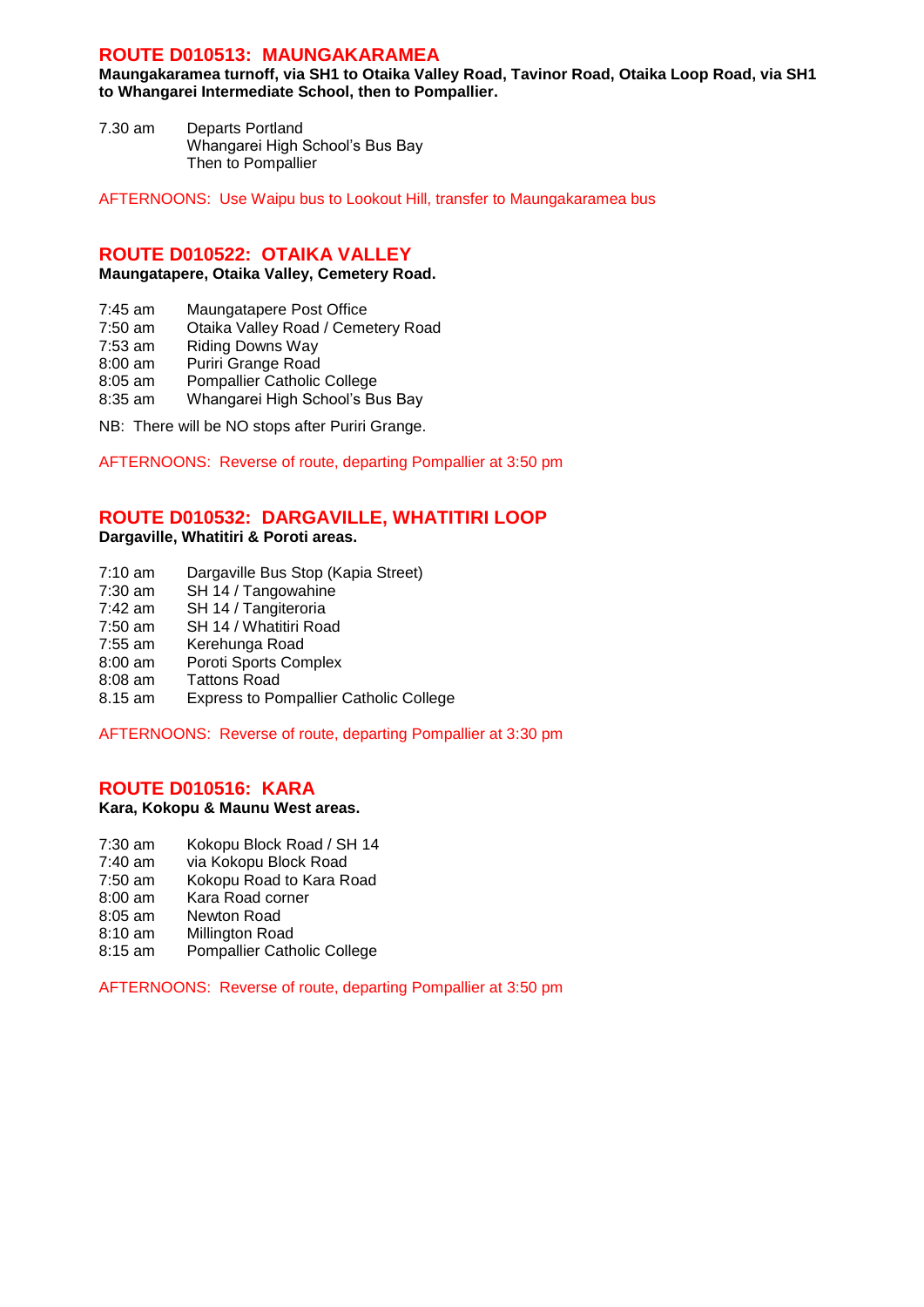## ROUTE D010513: MAUNGAKARAMEA

**Maungakaramea turnoff, via SH1 to Otaika Valley Road, Tavinor Road, Otaika Loop Road, via SH1 to Whangarei Intermediate School, then to Pompallier.**

| | |
|---|---|
| 7.30 am | Departs Portland<br>Whangarei High School's Bus Bay<br>Then to Pompallier |

AFTERNOONS: Use Waipu bus to Lookout Hill, transfer to Maungakaramea bus

## ROUTE D010522: OTAIKA VALLEY

**Maungatapere, Otaika Valley, Cemetery Road.**

| | |
|---|---|
| 7:45 am | Maungatapere Post Office |
| 7:50 am | Otaika Valley Road / Cemetery Road |
| 7:53 am | Riding Downs Way |
| 8:00 am | Puriri Grange Road |
| 8:05 am | Pompallier Catholic College |
| 8:35 am | Whangarei High School's Bus Bay |

NB: There will be NO stops after Puriri Grange.

AFTERNOONS: Reverse of route, departing Pompallier at 3:50 pm

## ROUTE D010532: DARGAVILLE, WHATITIRI LOOP

**Dargaville, Whatitiri & Poroti areas.**

| | |
|---|---|
| 7:10 am | Dargaville Bus Stop (Kapia Street) |
| 7:30 am | SH 14 / Tangowahine |
| 7:42 am | SH 14 / Tangiteroria |
| 7:50 am | SH 14 / Whatitiri Road |
| 7:55 am | Kerehunga Road |
| 8:00 am | Poroti Sports Complex |
| 8:08 am | Tattons Road |
| 8.15 am | Express to Pompallier Catholic College |

AFTERNOONS: Reverse of route, departing Pompallier at 3:30 pm

## ROUTE D010516: KARA

**Kara, Kokopu & Maunu West areas.**

| | |
|---|---|
| 7:30 am | Kokopu Block Road / SH 14 |
| 7:40 am | via Kokopu Block Road |
| 7:50 am | Kokopu Road to Kara Road |
| 8:00 am | Kara Road corner |
| 8:05 am | Newton Road |
| 8:10 am | Millington Road |
| 8:15 am | Pompallier Catholic College |

AFTERNOONS: Reverse of route, departing Pompallier at 3:50 pm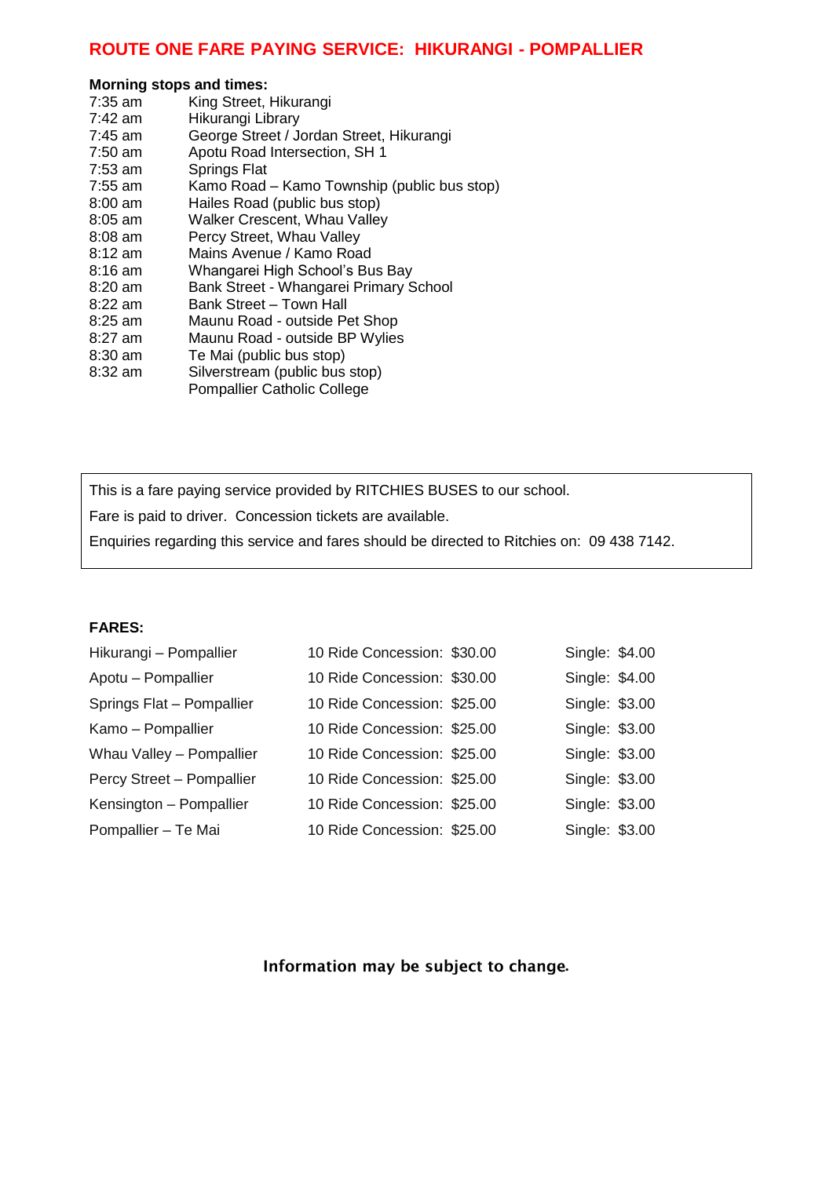## ROUTE ONE FARE PAYING SERVICE: HIKURANGI - POMPALLIER

**Morning stops and times:**

| | |
|---|---|
| 7:35 am | King Street, Hikurangi |
| 7:42 am | Hikurangi Library |
| 7:45 am | George Street / Jordan Street, Hikurangi |
| 7:50 am | Apotu Road Intersection, SH 1 |
| 7:53 am | Springs Flat |
| 7:55 am | Kamo Road – Kamo Township (public bus stop) |
| 8:00 am | Hailes Road (public bus stop) |
| 8:05 am | Walker Crescent, Whau Valley |
| 8:08 am | Percy Street, Whau Valley |
| 8:12 am | Mains Avenue / Kamo Road |
| 8:16 am | Whangarei High School's Bus Bay |
| 8:20 am | Bank Street - Whangarei Primary School |
| 8:22 am | Bank Street – Town Hall |
| 8:25 am | Maunu Road - outside Pet Shop |
| 8:27 am | Maunu Road - outside BP Wylies |
| 8:30 am | Te Mai (public bus stop) |
| 8:32 am | Silverstream (public bus stop) |
| | Pompallier Catholic College |

This is a fare paying service provided by RITCHIES BUSES to our school.

Fare is paid to driver. Concession tickets are available.

Enquiries regarding this service and fares should be directed to Ritchies on: 09 438 7142.

**FARES:**

| | | |
|---|---|---|
| Hikurangi – Pompallier | 10 Ride Concession: $30.00 | Single: $4.00 |
| Apotu – Pompallier | 10 Ride Concession: $30.00 | Single: $4.00 |
| Springs Flat – Pompallier | 10 Ride Concession: $25.00 | Single: $3.00 |
| Kamo – Pompallier | 10 Ride Concession: $25.00 | Single: $3.00 |
| Whau Valley – Pompallier | 10 Ride Concession: $25.00 | Single: $3.00 |
| Percy Street – Pompallier | 10 Ride Concession: $25.00 | Single: $3.00 |
| Kensington – Pompallier | 10 Ride Concession: $25.00 | Single: $3.00 |
| Pompallier – Te Mai | 10 Ride Concession: $25.00 | Single: $3.00 |

**Information may be subject to change.**